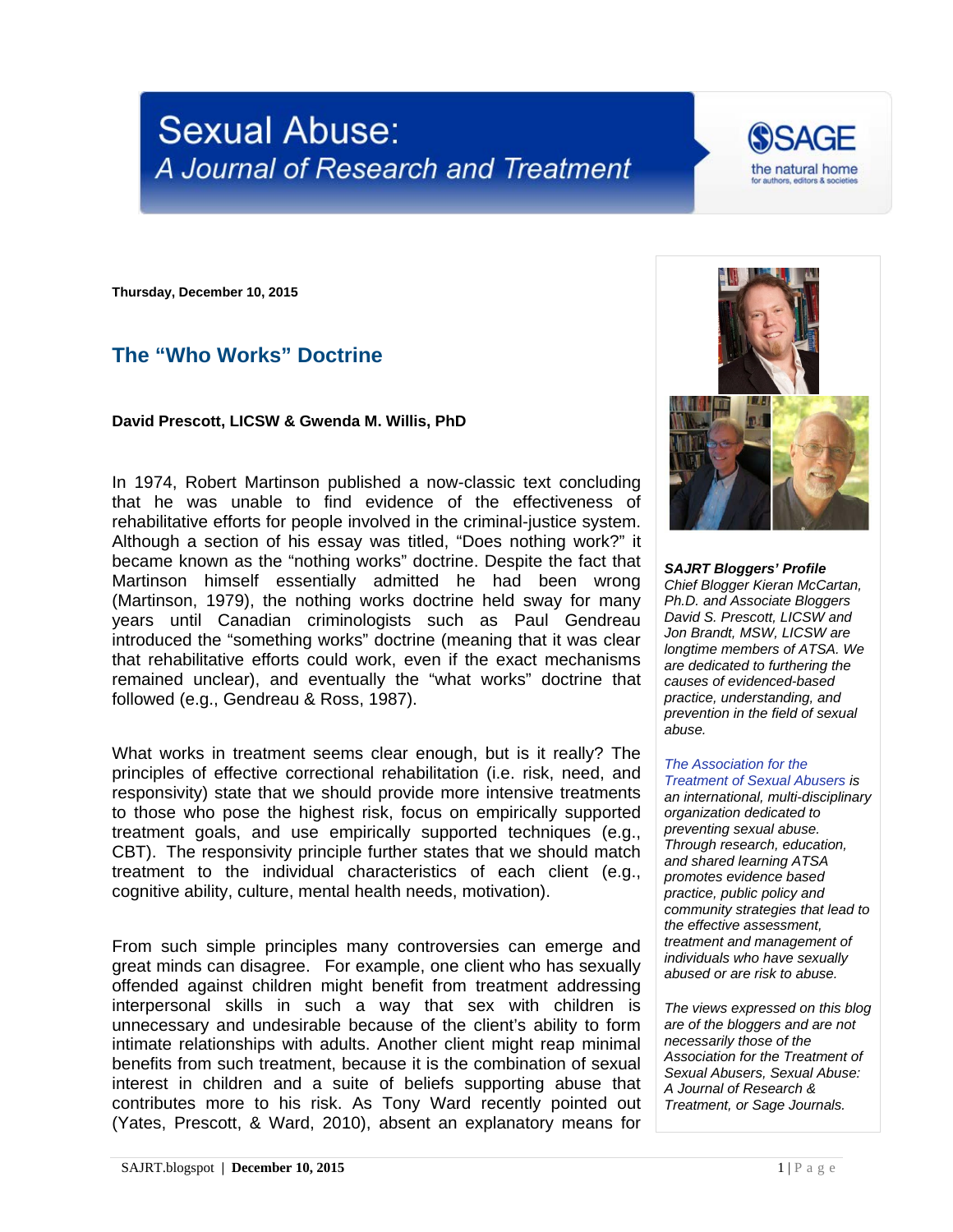# Sexual Abuse: A Journal of Research and Treatment

Thursday, December 10, 2015

## The "Who Works" Doctrine

**David Prescott, LICSW & Gwenda M. Willis, PhD**

In 1974, Robert Martinson published a now-classic text concluding that he was unable to find evidence of the effectiveness of rehabilitative efforts for people involved in the criminal-justice system. Although a section of his essay was titled, "Does nothing work?" it became known as the "nothing works" doctrine. Despite the fact that Martinson himself essentially admitted he had been wrong (Martinson, 1979), the nothing works doctrine held sway for many years until Canadian criminologists such as Paul Gendreau introduced the "something works" doctrine (meaning that it was clear that rehabilitative efforts could work, even if the exact mechanisms remained unclear), and eventually the "what works" doctrine that followed (e.g., Gendreau & Ross, 1987).

What works in treatment seems clear enough, but is it really? The principles of effective correctional rehabilitation (i.e. risk, need, and responsivity) state that we should provide more intensive treatments to those who pose the highest risk, focus on empirically supported treatment goals, and use empirically supported techniques (e.g., CBT). The responsivity principle further states that we should match treatment to the individual characteristics of each client (e.g., cognitive ability, culture, mental health needs, motivation).

From such simple principles many controversies can emerge and great minds can disagree. For example, one client who has sexually offended against children might benefit from treatment addressing interpersonal skills in such a way that sex with children is unnecessary and undesirable because of the client's ability to form intimate relationships with adults. Another client might reap minimal benefits from such treatment, because it is the combination of sexual interest in children and a suite of beliefs supporting abuse that contributes more to his risk. As Tony Ward recently pointed out (Yates, Prescott, & Ward, 2010), absent an explanatory means for

***SAJRT Bloggers' Profile***
*Chief Blogger Kieran McCartan, Ph.D. and Associate Bloggers David S. Prescott, LICSW and Jon Brandt, MSW, LICSW are longtime members of ATSA. We are dedicated to furthering the causes of evidenced-based practice, understanding, and prevention in the field of sexual abuse.*

*The Association for the Treatment of Sexual Abusers is an international, multi-disciplinary organization dedicated to preventing sexual abuse. Through research, education, and shared learning ATSA promotes evidence based practice, public policy and community strategies that lead to the effective assessment, treatment and management of individuals who have sexually abused or are risk to abuse.*

*The views expressed on this blog are of the bloggers and are not necessarily those of the Association for the Treatment of Sexual Abusers, Sexual Abuse: A Journal of Research & Treatment, or Sage Journals.*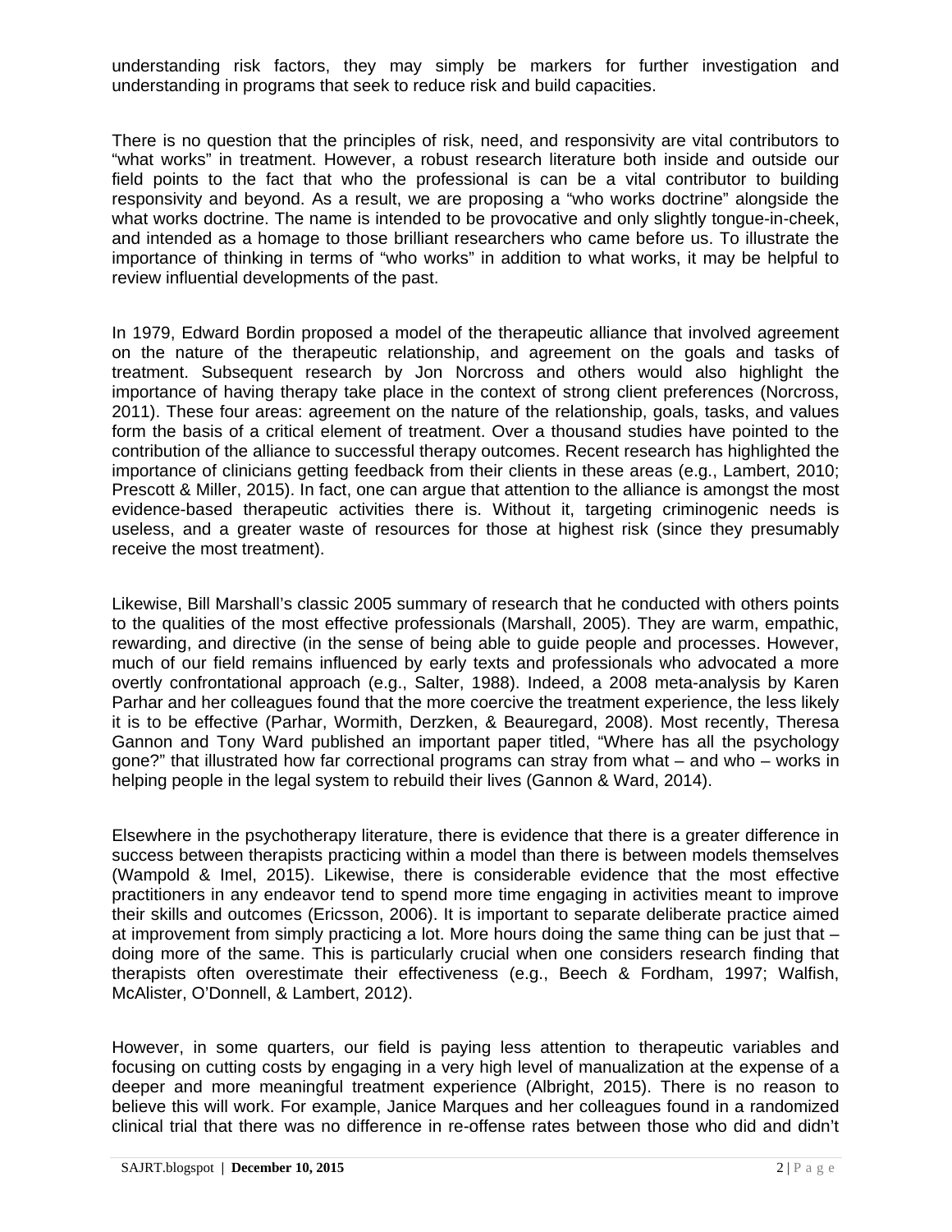understanding risk factors, they may simply be markers for further investigation and understanding in programs that seek to reduce risk and build capacities.

There is no question that the principles of risk, need, and responsivity are vital contributors to "what works" in treatment. However, a robust research literature both inside and outside our field points to the fact that who the professional is can be a vital contributor to building responsivity and beyond. As a result, we are proposing a "who works doctrine" alongside the what works doctrine. The name is intended to be provocative and only slightly tongue-in-cheek, and intended as a homage to those brilliant researchers who came before us. To illustrate the importance of thinking in terms of "who works" in addition to what works, it may be helpful to review influential developments of the past.

In 1979, Edward Bordin proposed a model of the therapeutic alliance that involved agreement on the nature of the therapeutic relationship, and agreement on the goals and tasks of treatment. Subsequent research by Jon Norcross and others would also highlight the importance of having therapy take place in the context of strong client preferences (Norcross, 2011). These four areas: agreement on the nature of the relationship, goals, tasks, and values form the basis of a critical element of treatment. Over a thousand studies have pointed to the contribution of the alliance to successful therapy outcomes. Recent research has highlighted the importance of clinicians getting feedback from their clients in these areas (e.g., Lambert, 2010; Prescott & Miller, 2015). In fact, one can argue that attention to the alliance is amongst the most evidence-based therapeutic activities there is. Without it, targeting criminogenic needs is useless, and a greater waste of resources for those at highest risk (since they presumably receive the most treatment).

Likewise, Bill Marshall's classic 2005 summary of research that he conducted with others points to the qualities of the most effective professionals (Marshall, 2005). They are warm, empathic, rewarding, and directive (in the sense of being able to guide people and processes. However, much of our field remains influenced by early texts and professionals who advocated a more overtly confrontational approach (e.g., Salter, 1988). Indeed, a 2008 meta-analysis by Karen Parhar and her colleagues found that the more coercive the treatment experience, the less likely it is to be effective (Parhar, Wormith, Derzken, & Beauregard, 2008). Most recently, Theresa Gannon and Tony Ward published an important paper titled, "Where has all the psychology gone?" that illustrated how far correctional programs can stray from what – and who – works in helping people in the legal system to rebuild their lives (Gannon & Ward, 2014).

Elsewhere in the psychotherapy literature, there is evidence that there is a greater difference in success between therapists practicing within a model than there is between models themselves (Wampold & Imel, 2015). Likewise, there is considerable evidence that the most effective practitioners in any endeavor tend to spend more time engaging in activities meant to improve their skills and outcomes (Ericsson, 2006). It is important to separate deliberate practice aimed at improvement from simply practicing a lot. More hours doing the same thing can be just that – doing more of the same. This is particularly crucial when one considers research finding that therapists often overestimate their effectiveness (e.g., Beech & Fordham, 1997; Walfish, McAlister, O'Donnell, & Lambert, 2012).

However, in some quarters, our field is paying less attention to therapeutic variables and focusing on cutting costs by engaging in a very high level of manualization at the expense of a deeper and more meaningful treatment experience (Albright, 2015). There is no reason to believe this will work. For example, Janice Marques and her colleagues found in a randomized clinical trial that there was no difference in re-offense rates between those who did and didn't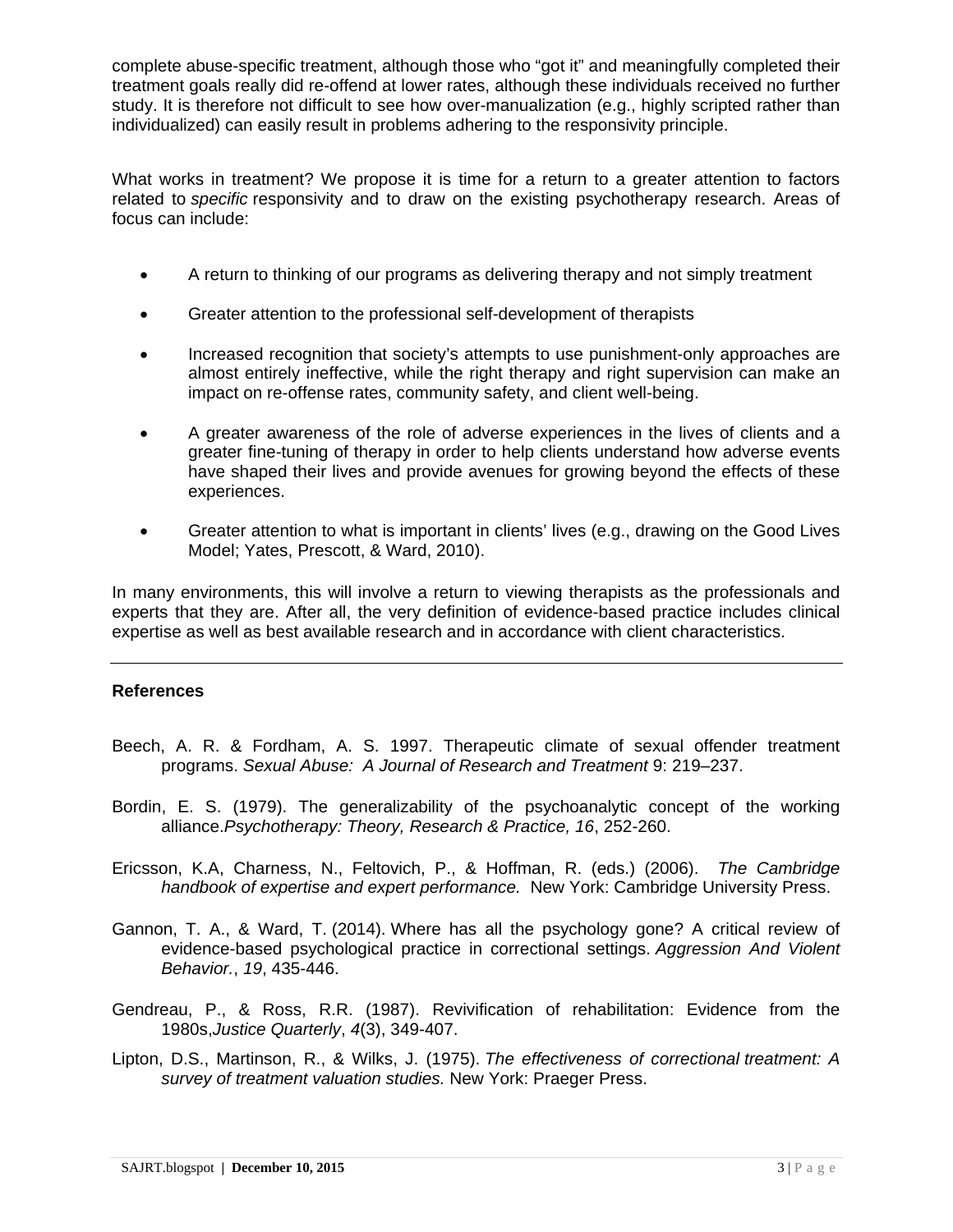complete abuse-specific treatment, although those who "got it" and meaningfully completed their treatment goals really did re-offend at lower rates, although these individuals received no further study. It is therefore not difficult to see how over-manualization (e.g., highly scripted rather than individualized) can easily result in problems adhering to the responsivity principle.

What works in treatment? We propose it is time for a return to a greater attention to factors related to *specific* responsivity and to draw on the existing psychotherapy research. Areas of focus can include:

- A return to thinking of our programs as delivering therapy and not simply treatment
- Greater attention to the professional self-development of therapists
- Increased recognition that society's attempts to use punishment-only approaches are almost entirely ineffective, while the right therapy and right supervision can make an impact on re-offense rates, community safety, and client well-being.
- A greater awareness of the role of adverse experiences in the lives of clients and a greater fine-tuning of therapy in order to help clients understand how adverse events have shaped their lives and provide avenues for growing beyond the effects of these experiences.
- Greater attention to what is important in clients' lives (e.g., drawing on the Good Lives Model; Yates, Prescott, & Ward, 2010).

In many environments, this will involve a return to viewing therapists as the professionals and experts that they are. After all, the very definition of evidence-based practice includes clinical expertise as well as best available research and in accordance with client characteristics.

---

**References**

Beech, A. R. & Fordham, A. S. 1997. Therapeutic climate of sexual offender treatment programs. *Sexual Abuse: A Journal of Research and Treatment* 9: 219–237.

Bordin, E. S. (1979). The generalizability of the psychoanalytic concept of the working alliance.*Psychotherapy: Theory, Research & Practice, 16*, 252-260.

Ericsson, K.A, Charness, N., Feltovich, P., & Hoffman, R. (eds.) (2006). *The Cambridge handbook of expertise and expert performance.* New York: Cambridge University Press.

Gannon, T. A., & Ward, T. (2014). Where has all the psychology gone? A critical review of evidence-based psychological practice in correctional settings. *Aggression And Violent Behavior.*, *19*, 435-446.

Gendreau, P., & Ross, R.R. (1987). Revivification of rehabilitation: Evidence from the 1980s,*Justice Quarterly*, *4*(3), 349-407.

Lipton, D.S., Martinson, R., & Wilks, J. (1975). *The effectiveness of correctional treatment: A survey of treatment valuation studies.* New York: Praeger Press.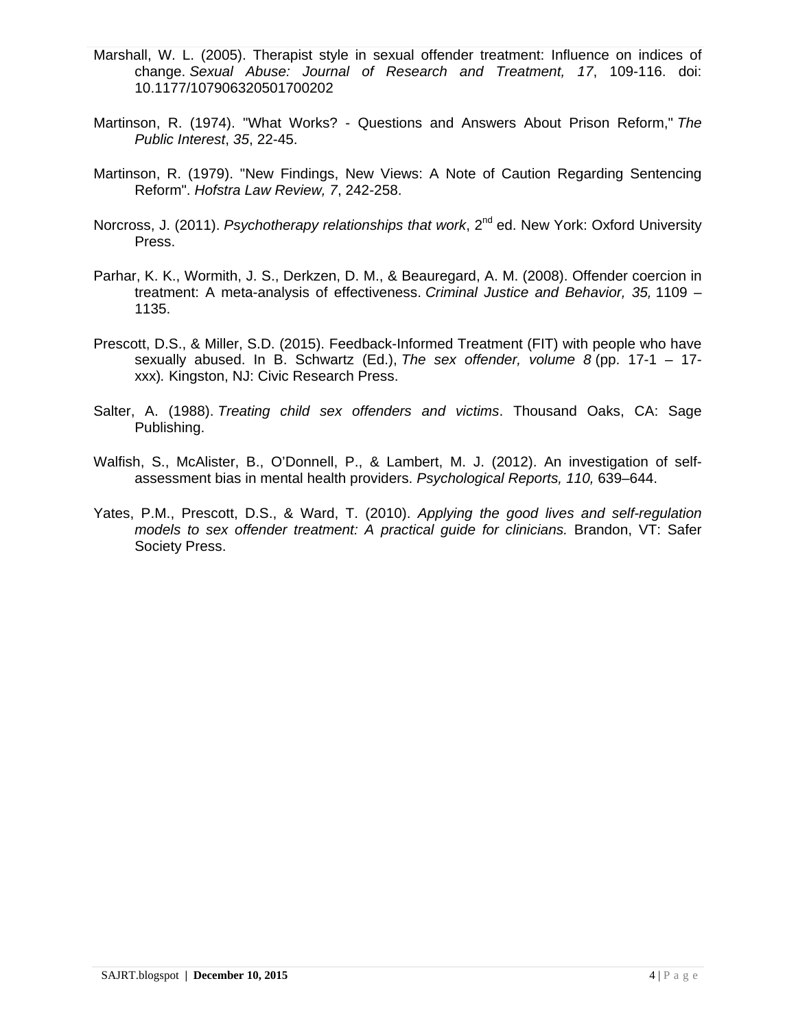Marshall, W. L. (2005). Therapist style in sexual offender treatment: Influence on indices of change. *Sexual Abuse: Journal of Research and Treatment, 17*, 109-116. doi: 10.1177/107906320501700202

Martinson, R. (1974). "What Works? - Questions and Answers About Prison Reform," *The Public Interest*, *35*, 22-45.

Martinson, R. (1979). "New Findings, New Views: A Note of Caution Regarding Sentencing Reform". *Hofstra Law Review, 7*, 242-258.

Norcross, J. (2011). *Psychotherapy relationships that work*, 2nd ed. New York: Oxford University Press.

Parhar, K. K., Wormith, J. S., Derkzen, D. M., & Beauregard, A. M. (2008). Offender coercion in treatment: A meta-analysis of effectiveness. *Criminal Justice and Behavior, 35,* 1109 – 1135.

Prescott, D.S., & Miller, S.D. (2015). Feedback-Informed Treatment (FIT) with people who have sexually abused. In B. Schwartz (Ed.), *The sex offender, volume 8* (pp. 17-1 – 17-xxx)*.* Kingston, NJ: Civic Research Press.

Salter, A. (1988). *Treating child sex offenders and victims*. Thousand Oaks, CA: Sage Publishing.

Walfish, S., McAlister, B., O'Donnell, P., & Lambert, M. J. (2012). An investigation of self-assessment bias in mental health providers. *Psychological Reports, 110,* 639–644.

Yates, P.M., Prescott, D.S., & Ward, T. (2010). *Applying the good lives and self-regulation models to sex offender treatment: A practical guide for clinicians.* Brandon, VT: Safer Society Press.